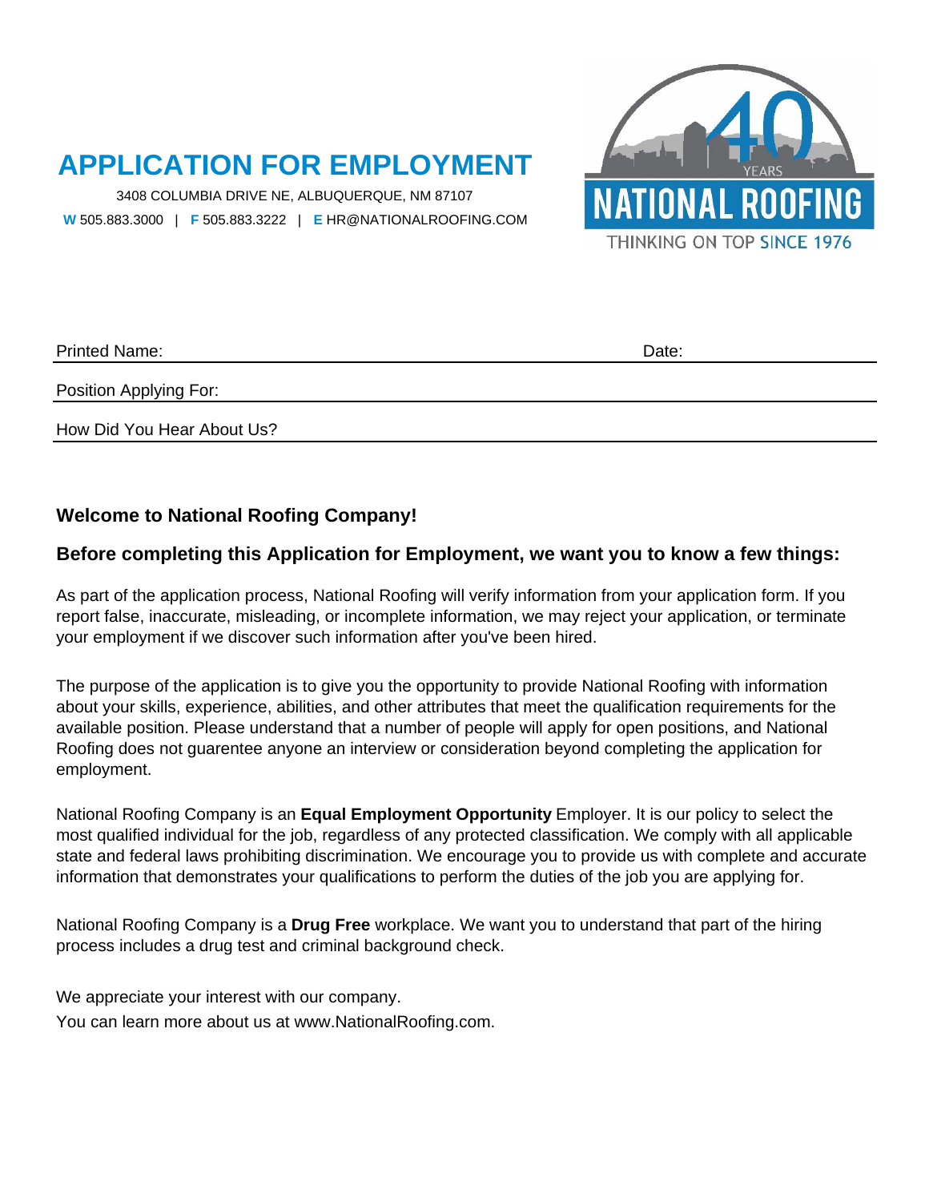# APPLICATION FOR EMPLOYMENT

3408 COLUMBIA DRIVE NE, ALBUQUERQUE, NM 87107

**W** 505.883.3000 | **F** 505.883.3222 | **E** HR@NATIONALROOFING.COM

40 YEARS
NATIONAL ROOFING
THINKING ON TOP SINCE 1976

Printed Name: Date:

Position Applying For:

How Did You Hear About Us?

### Welcome to National Roofing Company!

### Before completing this Application for Employment, we want you to know a few things:

As part of the application process, National Roofing will verify information from your application form. If you report false, inaccurate, misleading, or incomplete information, we may reject your application, or terminate your employment if we discover such information after you've been hired.

The purpose of the application is to give you the opportunity to provide National Roofing with information about your skills, experience, abilities, and other attributes that meet the qualification requirements for the available position. Please understand that a number of people will apply for open positions, and National Roofing does not guarentee anyone an interview or consideration beyond completing the application for employment.

National Roofing Company is an **Equal Employment Opportunity** Employer. It is our policy to select the most qualified individual for the job, regardless of any protected classification. We comply with all applicable state and federal laws prohibiting discrimination. We encourage you to provide us with complete and accurate information that demonstrates your qualifications to perform the duties of the job you are applying for.

National Roofing Company is a **Drug Free** workplace. We want you to understand that part of the hiring process includes a drug test and criminal background check.

We appreciate your interest with our company.
You can learn more about us at www.NationalRoofing.com.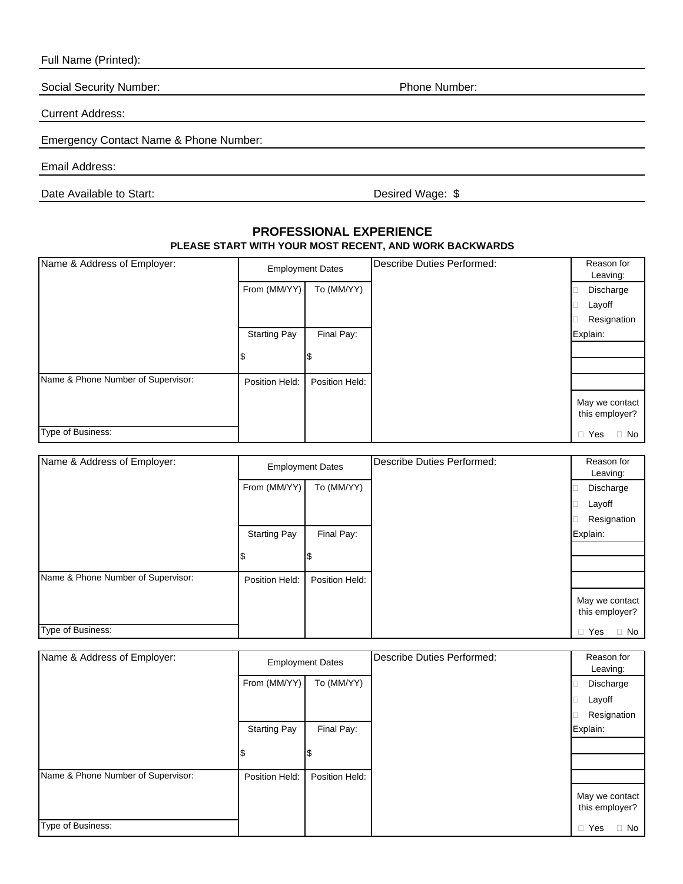Full Name (Printed):

Social Security Number: Phone Number:

Current Address:

Emergency Contact Name & Phone Number:

Email Address:

Date Available to Start: Desired Wage: $

## PROFESSIONAL EXPERIENCE

**PLEASE START WITH YOUR MOST RECENT, AND WORK BACKWARDS**

| Name & Address of Employer: | Employment Dates | | Describe Duties Performed: | Reason for Leaving: |
|---|---|---|---|---|
| | From (MM/YY) | To (MM/YY) | | ☐ Discharge<br>☐ Layoff<br>☐ Resignation |
| | Starting Pay<br>$ | Final Pay:<br>$ | | Explain: |
| Name & Phone Number of Supervisor: | Position Held: | Position Held: | | May we contact this employer? |
| Type of Business: | | | | ☐ Yes ☐ No |

| Name & Address of Employer: | Employment Dates | | Describe Duties Performed: | Reason for Leaving: |
|---|---|---|---|---|
| | From (MM/YY) | To (MM/YY) | | ☐ Discharge<br>☐ Layoff<br>☐ Resignation |
| | Starting Pay<br>$ | Final Pay:<br>$ | | Explain: |
| Name & Phone Number of Supervisor: | Position Held: | Position Held: | | May we contact this employer? |
| Type of Business: | | | | ☐ Yes ☐ No |

| Name & Address of Employer: | Employment Dates | | Describe Duties Performed: | Reason for Leaving: |
|---|---|---|---|---|
| | From (MM/YY) | To (MM/YY) | | ☐ Discharge<br>☐ Layoff<br>☐ Resignation |
| | Starting Pay<br>$ | Final Pay:<br>$ | | Explain: |
| Name & Phone Number of Supervisor: | Position Held: | Position Held: | | May we contact this employer? |
| Type of Business: | | | | ☐ Yes ☐ No |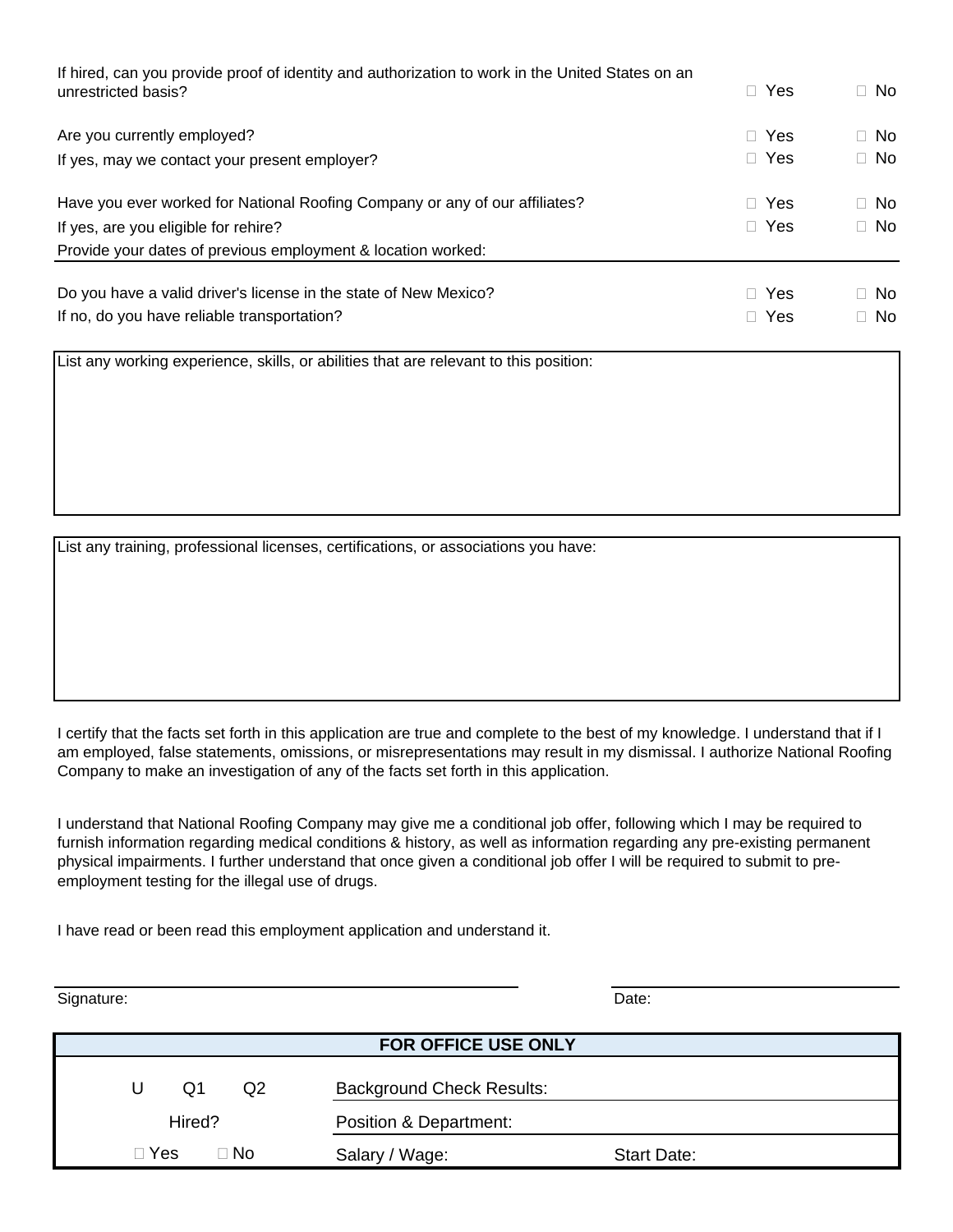If hired, can you provide proof of identity and authorization to work in the United States on an unrestricted basis? ☐ Yes ☐ No

Are you currently employed? ☐ Yes ☐ No

If yes, may we contact your present employer? ☐ Yes ☐ No

Have you ever worked for National Roofing Company or any of our affiliates? ☐ Yes ☐ No

If yes, are you eligible for rehire? ☐ Yes ☐ No

Provide your dates of previous employment & location worked:

Do you have a valid driver's license in the state of New Mexico? ☐ Yes ☐ No

If no, do you have reliable transportation? ☐ Yes ☐ No

List any working experience, skills, or abilities that are relevant to this position:

List any training, professional licenses, certifications, or associations you have:

I certify that the facts set forth in this application are true and complete to the best of my knowledge. I understand that if I am employed, false statements, omissions, or misrepresentations may result in my dismissal. I authorize National Roofing Company to make an investigation of any of the facts set forth in this application.

I understand that National Roofing Company may give me a conditional job offer, following which I may be required to furnish information regarding medical conditions & history, as well as information regarding any pre-existing permanent physical impairments. I further understand that once given a conditional job offer I will be required to submit to pre-employment testing for the illegal use of drugs.

I have read or been read this employment application and understand it.

Signature: Date:

| FOR OFFICE USE ONLY | | |
|---|---|---|
| U Q1 Q2 | Background Check Results: | |
| Hired? | Position & Department: | |
| ☐ Yes ☐ No | Salary / Wage: | Start Date: |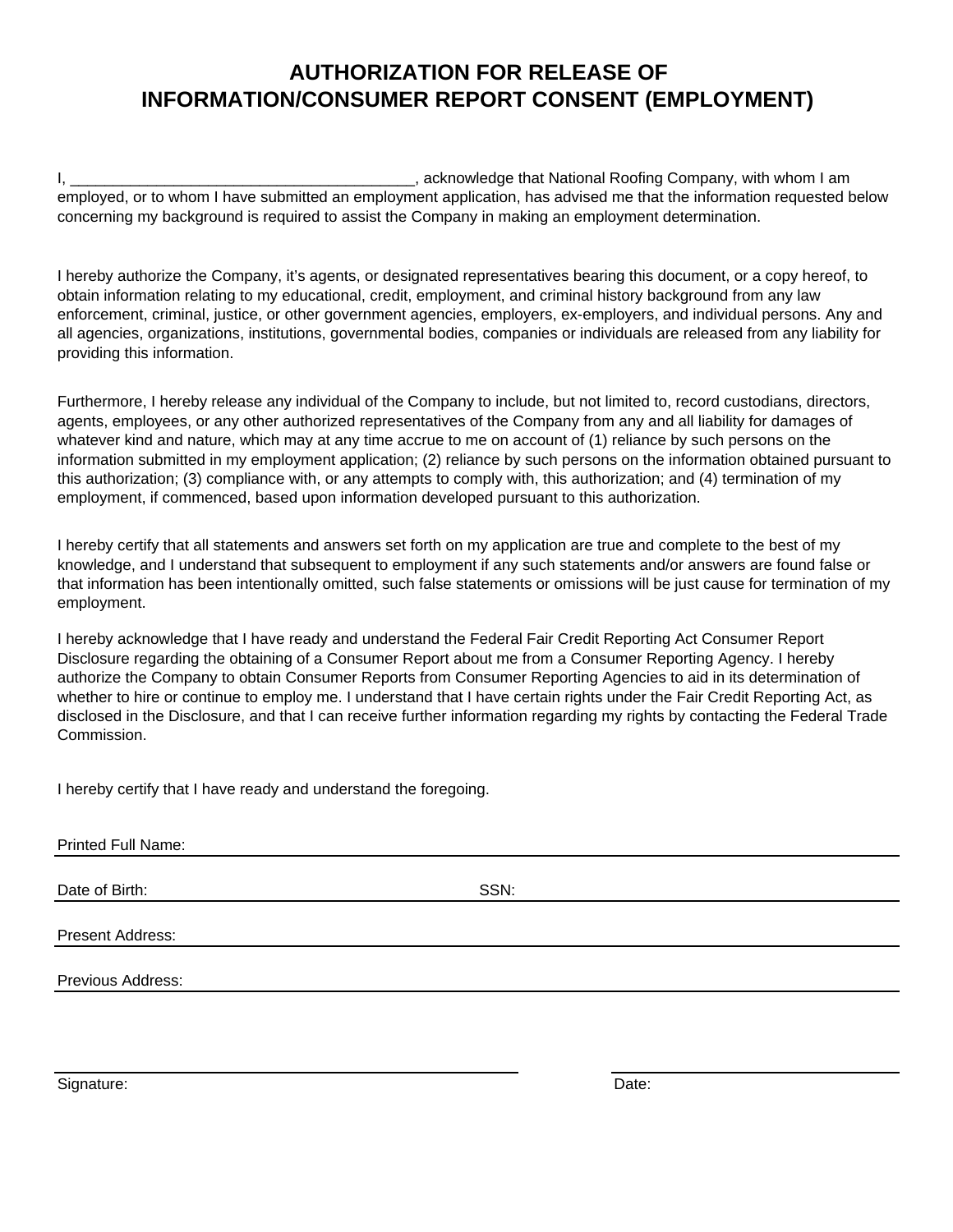# AUTHORIZATION FOR RELEASE OF INFORMATION/CONSUMER REPORT CONSENT (EMPLOYMENT)

I, ________________________________________, acknowledge that National Roofing Company, with whom I am employed, or to whom I have submitted an employment application, has advised me that the information requested below concerning my background is required to assist the Company in making an employment determination.

I hereby authorize the Company, it's agents, or designated representatives bearing this document, or a copy hereof, to obtain information relating to my educational, credit, employment, and criminal history background from any law enforcement, criminal, justice, or other government agencies, employers, ex-employers, and individual persons. Any and all agencies, organizations, institutions, governmental bodies, companies or individuals are released from any liability for providing this information.

Furthermore, I hereby release any individual of the Company to include, but not limited to, record custodians, directors, agents, employees, or any other authorized representatives of the Company from any and all liability for damages of whatever kind and nature, which may at any time accrue to me on account of (1) reliance by such persons on the information submitted in my employment application; (2) reliance by such persons on the information obtained pursuant to this authorization; (3) compliance with, or any attempts to comply with, this authorization; and (4) termination of my employment, if commenced, based upon information developed pursuant to this authorization.

I hereby certify that all statements and answers set forth on my application are true and complete to the best of my knowledge, and I understand that subsequent to employment if any such statements and/or answers are found false or that information has been intentionally omitted, such false statements or omissions will be just cause for termination of my employment.

I hereby acknowledge that I have ready and understand the Federal Fair Credit Reporting Act Consumer Report Disclosure regarding the obtaining of a Consumer Report about me from a Consumer Reporting Agency. I hereby authorize the Company to obtain Consumer Reports from Consumer Reporting Agencies to aid in its determination of whether to hire or continue to employ me. I understand that I have certain rights under the Fair Credit Reporting Act, as disclosed in the Disclosure, and that I can receive further information regarding my rights by contacting the Federal Trade Commission.

I hereby certify that I have ready and understand the foregoing.

Printed Full Name: ________________________________________

Date of Birth: ____________________ SSN: ____________________

Present Address: ________________________________________

Previous Address: ________________________________________

________________________________________ ____________________

Signature: Date: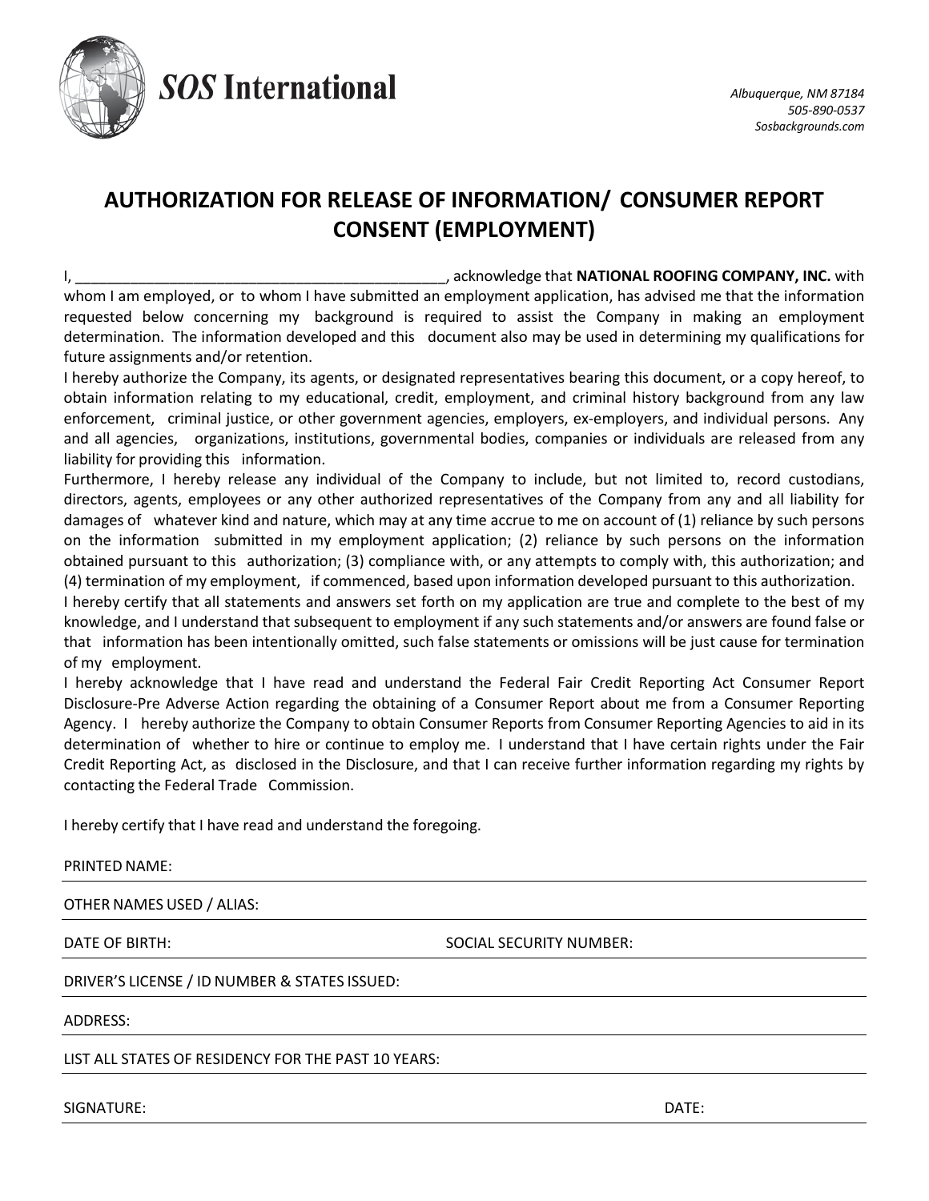**SOS International**

*Albuquerque, NM 87184*
*505-890-0537*
*Sosbackgrounds.com*

# AUTHORIZATION FOR RELEASE OF INFORMATION/ CONSUMER REPORT CONSENT (EMPLOYMENT)

I, _____________________________________________, acknowledge that **NATIONAL ROOFING COMPANY, INC.** with whom I am employed, or to whom I have submitted an employment application, has advised me that the information requested below concerning my background is required to assist the Company in making an employment determination. The information developed and this document also may be used in determining my qualifications for future assignments and/or retention.

I hereby authorize the Company, its agents, or designated representatives bearing this document, or a copy hereof, to obtain information relating to my educational, credit, employment, and criminal history background from any law enforcement, criminal justice, or other government agencies, employers, ex-employers, and individual persons. Any and all agencies, organizations, institutions, governmental bodies, companies or individuals are released from any liability for providing this information.

Furthermore, I hereby release any individual of the Company to include, but not limited to, record custodians, directors, agents, employees or any other authorized representatives of the Company from any and all liability for damages of whatever kind and nature, which may at any time accrue to me on account of (1) reliance by such persons on the information submitted in my employment application; (2) reliance by such persons on the information obtained pursuant to this authorization; (3) compliance with, or any attempts to comply with, this authorization; and (4) termination of my employment, if commenced, based upon information developed pursuant to this authorization.

I hereby certify that all statements and answers set forth on my application are true and complete to the best of my knowledge, and I understand that subsequent to employment if any such statements and/or answers are found false or that information has been intentionally omitted, such false statements or omissions will be just cause for termination of my employment.

I hereby acknowledge that I have read and understand the Federal Fair Credit Reporting Act Consumer Report Disclosure-Pre Adverse Action regarding the obtaining of a Consumer Report about me from a Consumer Reporting Agency. I hereby authorize the Company to obtain Consumer Reports from Consumer Reporting Agencies to aid in its determination of whether to hire or continue to employ me. I understand that I have certain rights under the Fair Credit Reporting Act, as disclosed in the Disclosure, and that I can receive further information regarding my rights by contacting the Federal Trade Commission.

I hereby certify that I have read and understand the foregoing.

PRINTED NAME: ______________________________

OTHER NAMES USED / ALIAS: ______________________________

DATE OF BIRTH: ______________________________ SOCIAL SECURITY NUMBER: ______________________________

DRIVER'S LICENSE / ID NUMBER & STATES ISSUED: ______________________________

ADDRESS: ______________________________

LIST ALL STATES OF RESIDENCY FOR THE PAST 10 YEARS: ______________________________

SIGNATURE: ______________________________ DATE: ______________________________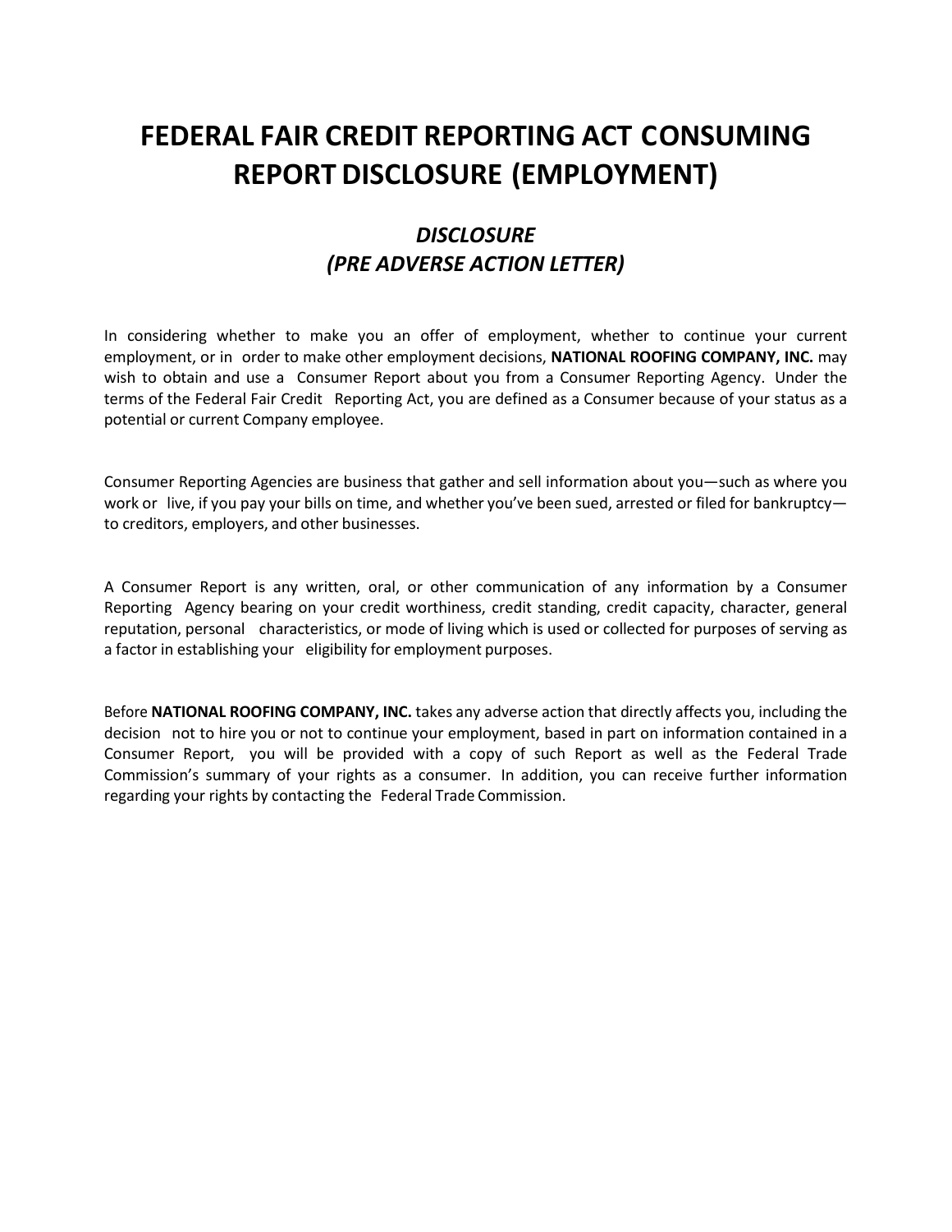# FEDERAL FAIR CREDIT REPORTING ACT CONSUMING REPORT DISCLOSURE (EMPLOYMENT)

## *DISCLOSURE (PRE ADVERSE ACTION LETTER)*

In considering whether to make you an offer of employment, whether to continue your current employment, or in order to make other employment decisions, **NATIONAL ROOFING COMPANY, INC.** may wish to obtain and use a Consumer Report about you from a Consumer Reporting Agency. Under the terms of the Federal Fair Credit Reporting Act, you are defined as a Consumer because of your status as a potential or current Company employee.

Consumer Reporting Agencies are business that gather and sell information about you—such as where you work or live, if you pay your bills on time, and whether you've been sued, arrested or filed for bankruptcy—to creditors, employers, and other businesses.

A Consumer Report is any written, oral, or other communication of any information by a Consumer Reporting Agency bearing on your credit worthiness, credit standing, credit capacity, character, general reputation, personal characteristics, or mode of living which is used or collected for purposes of serving as a factor in establishing your eligibility for employment purposes.

Before **NATIONAL ROOFING COMPANY, INC.** takes any adverse action that directly affects you, including the decision not to hire you or not to continue your employment, based in part on information contained in a Consumer Report, you will be provided with a copy of such Report as well as the Federal Trade Commission's summary of your rights as a consumer. In addition, you can receive further information regarding your rights by contacting the Federal Trade Commission.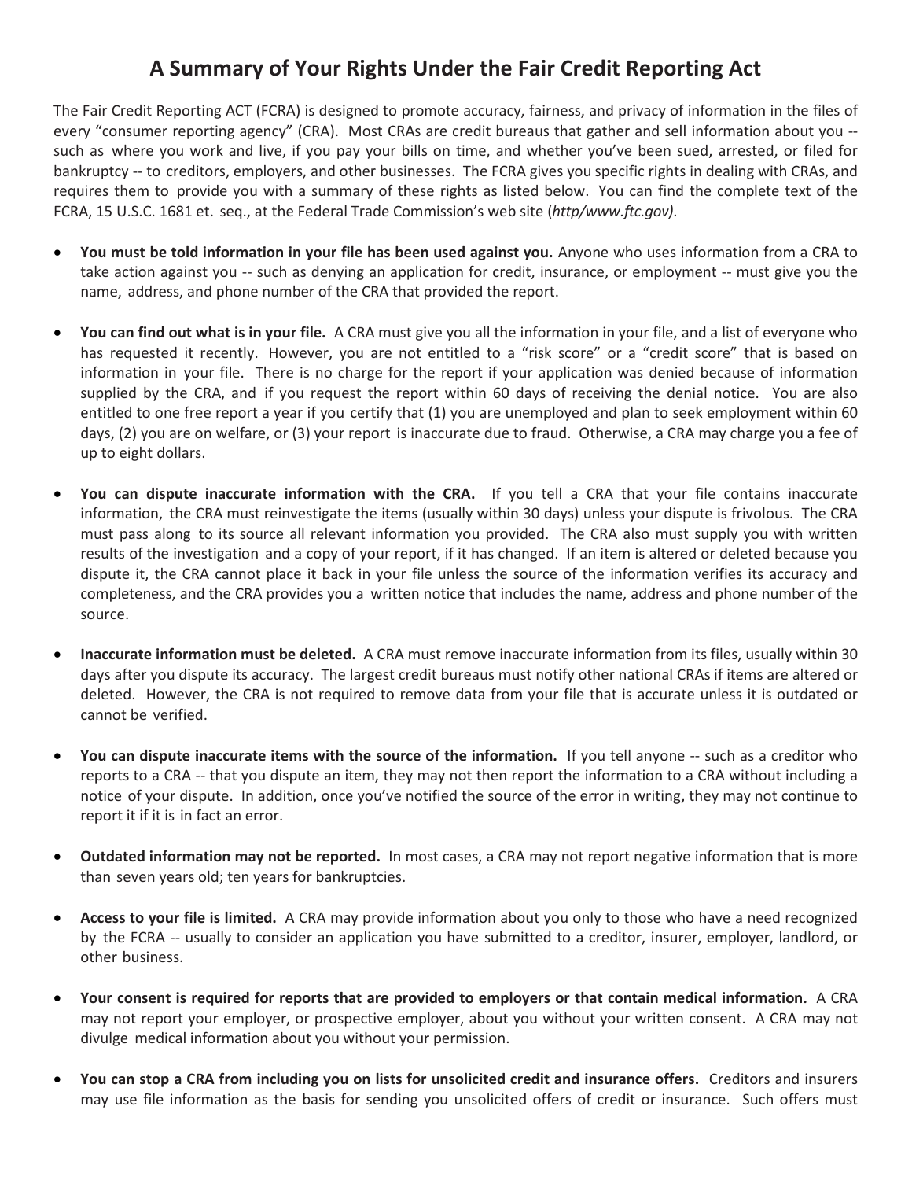# A Summary of Your Rights Under the Fair Credit Reporting Act

The Fair Credit Reporting ACT (FCRA) is designed to promote accuracy, fairness, and privacy of information in the files of every "consumer reporting agency" (CRA). Most CRAs are credit bureaus that gather and sell information about you -- such as where you work and live, if you pay your bills on time, and whether you've been sued, arrested, or filed for bankruptcy -- to creditors, employers, and other businesses. The FCRA gives you specific rights in dealing with CRAs, and requires them to provide you with a summary of these rights as listed below. You can find the complete text of the FCRA, 15 U.S.C. 1681 et. seq., at the Federal Trade Commission's web site (*http/www.ftc.gov)*.

- **You must be told information in your file has been used against you.** Anyone who uses information from a CRA to take action against you -- such as denying an application for credit, insurance, or employment -- must give you the name, address, and phone number of the CRA that provided the report.

- **You can find out what is in your file.** A CRA must give you all the information in your file, and a list of everyone who has requested it recently. However, you are not entitled to a "risk score" or a "credit score" that is based on information in your file. There is no charge for the report if your application was denied because of information supplied by the CRA, and if you request the report within 60 days of receiving the denial notice. You are also entitled to one free report a year if you certify that (1) you are unemployed and plan to seek employment within 60 days, (2) you are on welfare, or (3) your report is inaccurate due to fraud. Otherwise, a CRA may charge you a fee of up to eight dollars.

- **You can dispute inaccurate information with the CRA.** If you tell a CRA that your file contains inaccurate information, the CRA must reinvestigate the items (usually within 30 days) unless your dispute is frivolous. The CRA must pass along to its source all relevant information you provided. The CRA also must supply you with written results of the investigation and a copy of your report, if it has changed. If an item is altered or deleted because you dispute it, the CRA cannot place it back in your file unless the source of the information verifies its accuracy and completeness, and the CRA provides you a written notice that includes the name, address and phone number of the source.

- **Inaccurate information must be deleted.** A CRA must remove inaccurate information from its files, usually within 30 days after you dispute its accuracy. The largest credit bureaus must notify other national CRAs if items are altered or deleted. However, the CRA is not required to remove data from your file that is accurate unless it is outdated or cannot be verified.

- **You can dispute inaccurate items with the source of the information.** If you tell anyone -- such as a creditor who reports to a CRA -- that you dispute an item, they may not then report the information to a CRA without including a notice of your dispute. In addition, once you've notified the source of the error in writing, they may not continue to report it if it is in fact an error.

- **Outdated information may not be reported.** In most cases, a CRA may not report negative information that is more than seven years old; ten years for bankruptcies.

- **Access to your file is limited.** A CRA may provide information about you only to those who have a need recognized by the FCRA -- usually to consider an application you have submitted to a creditor, insurer, employer, landlord, or other business.

- **Your consent is required for reports that are provided to employers or that contain medical information.** A CRA may not report your employer, or prospective employer, about you without your written consent. A CRA may not divulge medical information about you without your permission.

- **You can stop a CRA from including you on lists for unsolicited credit and insurance offers.** Creditors and insurers may use file information as the basis for sending you unsolicited offers of credit or insurance. Such offers must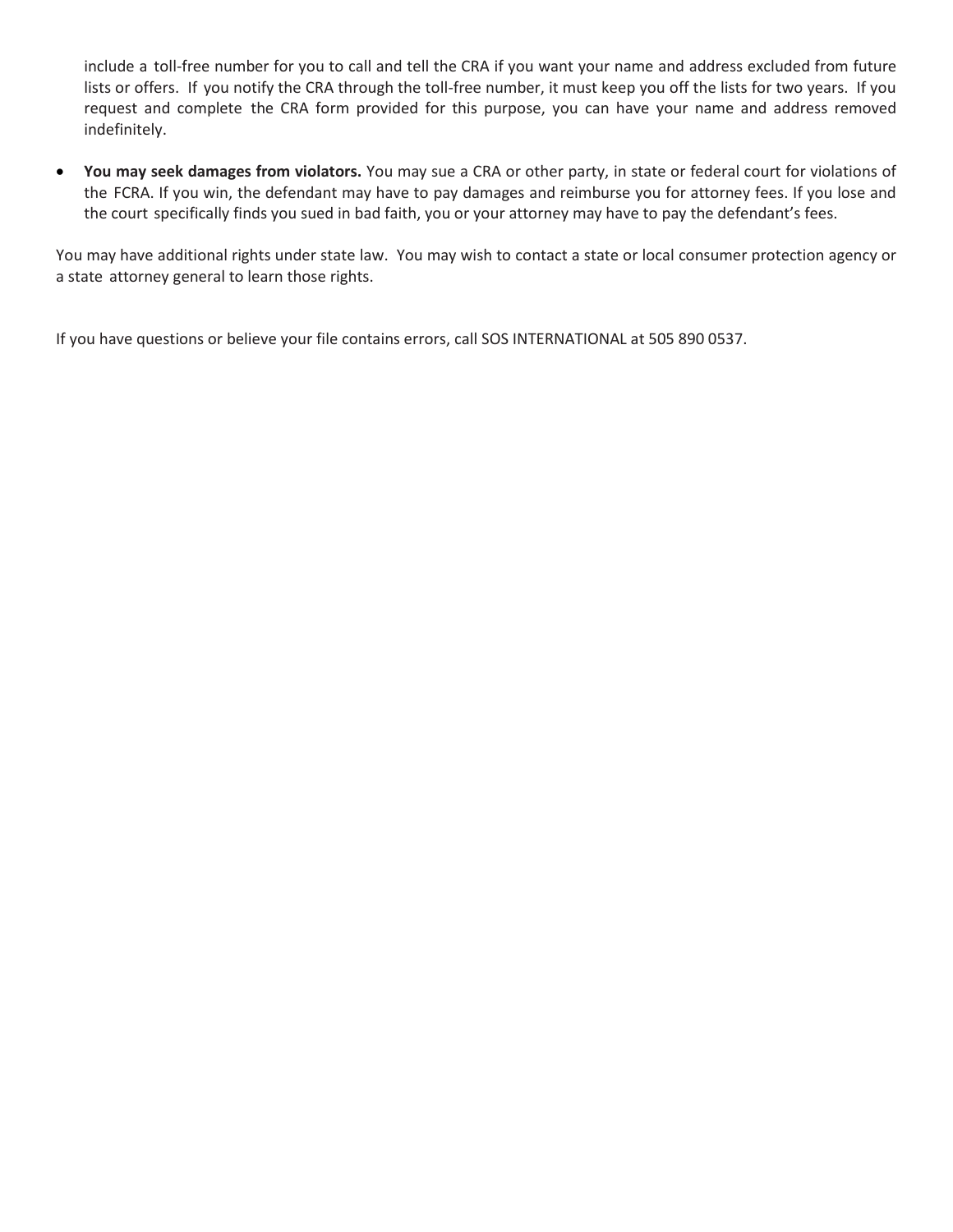include a toll-free number for you to call and tell the CRA if you want your name and address excluded from future lists or offers. If you notify the CRA through the toll-free number, it must keep you off the lists for two years. If you request and complete the CRA form provided for this purpose, you can have your name and address removed indefinitely.

- **You may seek damages from violators.** You may sue a CRA or other party, in state or federal court for violations of the FCRA. If you win, the defendant may have to pay damages and reimburse you for attorney fees. If you lose and the court specifically finds you sued in bad faith, you or your attorney may have to pay the defendant's fees.

You may have additional rights under state law. You may wish to contact a state or local consumer protection agency or a state attorney general to learn those rights.

If you have questions or believe your file contains errors, call SOS INTERNATIONAL at 505 890 0537.